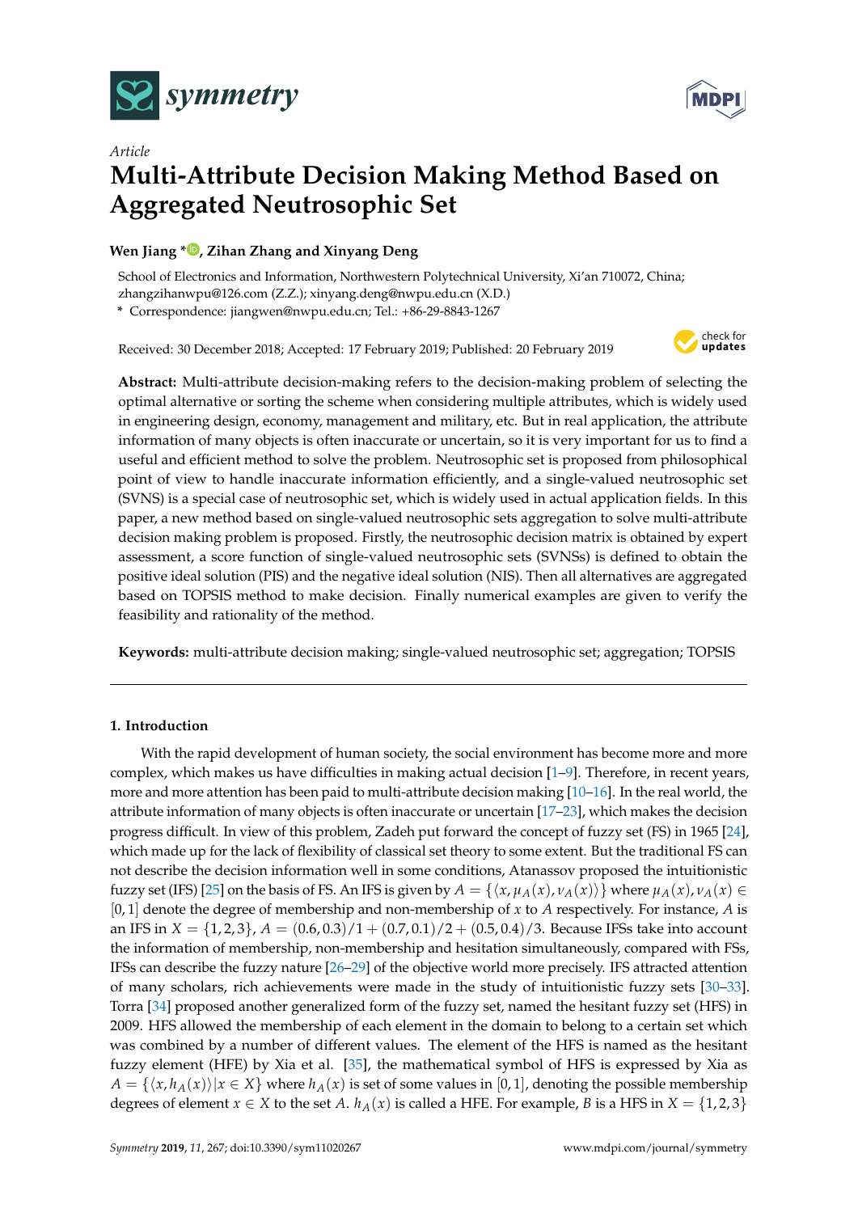*Article*

# Multi-Attribute Decision Making Method Based on Aggregated Neutrosophic Set

**Wen Jiang \*, Zihan Zhang and Xinyang Deng**

School of Electronics and Information, Northwestern Polytechnical University, Xi'an 710072, China; zhangzihanwpu@126.com (Z.Z.); xinyang.deng@nwpu.edu.cn (X.D.)

\* Correspondence: jiangwen@nwpu.edu.cn; Tel.: +86-29-8843-1267

Received: 30 December 2018; Accepted: 17 February 2019; Published: 20 February 2019

**Abstract:** Multi-attribute decision-making refers to the decision-making problem of selecting the optimal alternative or sorting the scheme when considering multiple attributes, which is widely used in engineering design, economy, management and military, etc. But in real application, the attribute information of many objects is often inaccurate or uncertain, so it is very important for us to find a useful and efficient method to solve the problem. Neutrosophic set is proposed from philosophical point of view to handle inaccurate information efficiently, and a single-valued neutrosophic set (SVNS) is a special case of neutrosophic set, which is widely used in actual application fields. In this paper, a new method based on single-valued neutrosophic sets aggregation to solve multi-attribute decision making problem is proposed. Firstly, the neutrosophic decision matrix is obtained by expert assessment, a score function of single-valued neutrosophic sets (SVNSs) is defined to obtain the positive ideal solution (PIS) and the negative ideal solution (NIS). Then all alternatives are aggregated based on TOPSIS method to make decision. Finally numerical examples are given to verify the feasibility and rationality of the method.

**Keywords:** multi-attribute decision making; single-valued neutrosophic set; aggregation; TOPSIS

## 1. Introduction

With the rapid development of human society, the social environment has become more and more complex, which makes us have difficulties in making actual decision [1–9]. Therefore, in recent years, more and more attention has been paid to multi-attribute decision making [10–16]. In the real world, the attribute information of many objects is often inaccurate or uncertain [17–23], which makes the decision progress difficult. In view of this problem, Zadeh put forward the concept of fuzzy set (FS) in 1965 [24], which made up for the lack of flexibility of classical set theory to some extent. But the traditional FS can not describe the decision information well in some conditions, Atanassov proposed the intuitionistic fuzzy set (IFS) [25] on the basis of FS. An IFS is given by $A = \{\langle x, \mu_A(x), \nu_A(x)\rangle\}$ where $\mu_A(x), \nu_A(x) \in [0,1]$ denote the degree of membership and non-membership of $x$ to $A$ respectively. For instance, $A$ is an IFS in $X = \{1,2,3\}$, $A = (0.6, 0.3)/1 + (0.7, 0.1)/2 + (0.5, 0.4)/3$. Because IFSs take into account the information of membership, non-membership and hesitation simultaneously, compared with FSs, IFSs can describe the fuzzy nature [26–29] of the objective world more precisely. IFS attracted attention of many scholars, rich achievements were made in the study of intuitionistic fuzzy sets [30–33]. Torra [34] proposed another generalized form of the fuzzy set, named the hesitant fuzzy set (HFS) in 2009. HFS allowed the membership of each element in the domain to belong to a certain set which was combined by a number of different values. The element of the HFS is named as the hesitant fuzzy element (HFE) by Xia et al. [35], the mathematical symbol of HFS is expressed by Xia as $A = \{\langle x, h_A(x)\rangle | x \in X\}$ where $h_A(x)$ is set of some values in $[0,1]$, denoting the possible membership degrees of element $x \in X$ to the set $A$. $h_A(x)$ is called a HFE. For example, $B$ is a HFS in $X = \{1,2,3\}$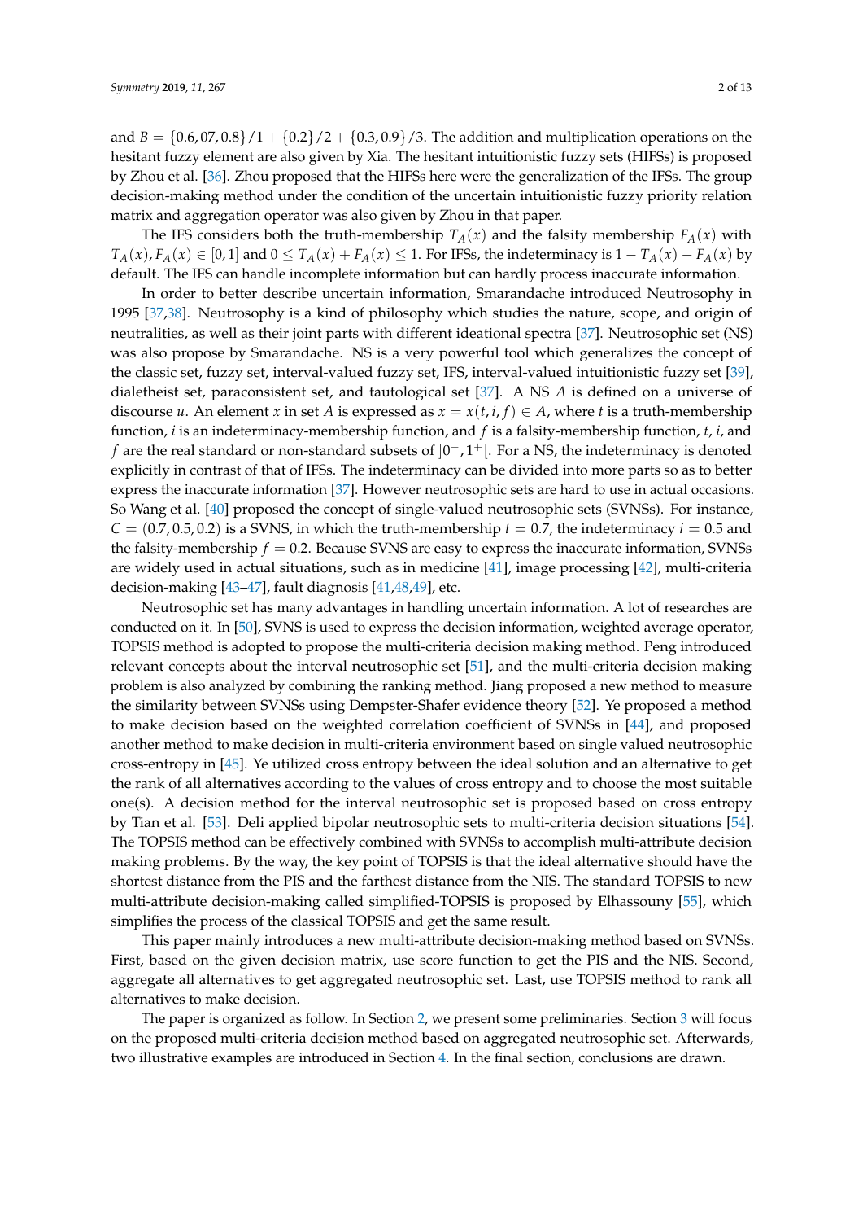and $B = \{0.6, 07, 0.8\}/1 + \{0.2\}/2 + \{0.3, 0.9\}/3$. The addition and multiplication operations on the hesitant fuzzy element are also given by Xia. The hesitant intuitionistic fuzzy sets (HIFSs) is proposed by Zhou et al. [36]. Zhou proposed that the HIFSs here were the generalization of the IFSs. The group decision-making method under the condition of the uncertain intuitionistic fuzzy priority relation matrix and aggregation operator was also given by Zhou in that paper.

The IFS considers both the truth-membership $T_A(x)$ and the falsity membership $F_A(x)$ with $T_A(x), F_A(x) \in [0,1]$ and $0 \leq T_A(x) + F_A(x) \leq 1$. For IFSs, the indeterminacy is $1 - T_A(x) - F_A(x)$ by default. The IFS can handle incomplete information but can hardly process inaccurate information.

In order to better describe uncertain information, Smarandache introduced Neutrosophy in 1995 [37,38]. Neutrosophy is a kind of philosophy which studies the nature, scope, and origin of neutralities, as well as their joint parts with different ideational spectra [37]. Neutrosophic set (NS) was also propose by Smarandache. NS is a very powerful tool which generalizes the concept of the classic set, fuzzy set, interval-valued fuzzy set, IFS, interval-valued intuitionistic fuzzy set [39], dialetheist set, paraconsistent set, and tautological set [37]. A NS $A$ is defined on a universe of discourse $u$. An element $x$ in set $A$ is expressed as $x = x(t,i,f) \in A$, where $t$ is a truth-membership function, $i$ is an indeterminacy-membership function, and $f$ is a falsity-membership function, $t$, $i$, and $f$ are the real standard or non-standard subsets of $]0^-, 1^+[$. For a NS, the indeterminacy is denoted explicitly in contrast of that of IFSs. The indeterminacy can be divided into more parts so as to better express the inaccurate information [37]. However neutrosophic sets are hard to use in actual occasions. So Wang et al. [40] proposed the concept of single-valued neutrosophic sets (SVNSs). For instance, $C = (0.7, 0.5, 0.2)$ is a SVNS, in which the truth-membership $t = 0.7$, the indeterminacy $i = 0.5$ and the falsity-membership $f = 0.2$. Because SVNS are easy to express the inaccurate information, SVNSs are widely used in actual situations, such as in medicine [41], image processing [42], multi-criteria decision-making [43–47], fault diagnosis [41,48,49], etc.

Neutrosophic set has many advantages in handling uncertain information. A lot of researches are conducted on it. In [50], SVNS is used to express the decision information, weighted average operator, TOPSIS method is adopted to propose the multi-criteria decision making method. Peng introduced relevant concepts about the interval neutrosophic set [51], and the multi-criteria decision making problem is also analyzed by combining the ranking method. Jiang proposed a new method to measure the similarity between SVNSs using Dempster-Shafer evidence theory [52]. Ye proposed a method to make decision based on the weighted correlation coefficient of SVNSs in [44], and proposed another method to make decision in multi-criteria environment based on single valued neutrosophic cross-entropy in [45]. Ye utilized cross entropy between the ideal solution and an alternative to get the rank of all alternatives according to the values of cross entropy and to choose the most suitable one(s). A decision method for the interval neutrosophic set is proposed based on cross entropy by Tian et al. [53]. Deli applied bipolar neutrosophic sets to multi-criteria decision situations [54]. The TOPSIS method can be effectively combined with SVNSs to accomplish multi-attribute decision making problems. By the way, the key point of TOPSIS is that the ideal alternative should have the shortest distance from the PIS and the farthest distance from the NIS. The standard TOPSIS to new multi-attribute decision-making called simplified-TOPSIS is proposed by Elhassouny [55], which simplifies the process of the classical TOPSIS and get the same result.

This paper mainly introduces a new multi-attribute decision-making method based on SVNSs. First, based on the given decision matrix, use score function to get the PIS and the NIS. Second, aggregate all alternatives to get aggregated neutrosophic set. Last, use TOPSIS method to rank all alternatives to make decision.

The paper is organized as follow. In Section 2, we present some preliminaries. Section 3 will focus on the proposed multi-criteria decision method based on aggregated neutrosophic set. Afterwards, two illustrative examples are introduced in Section 4. In the final section, conclusions are drawn.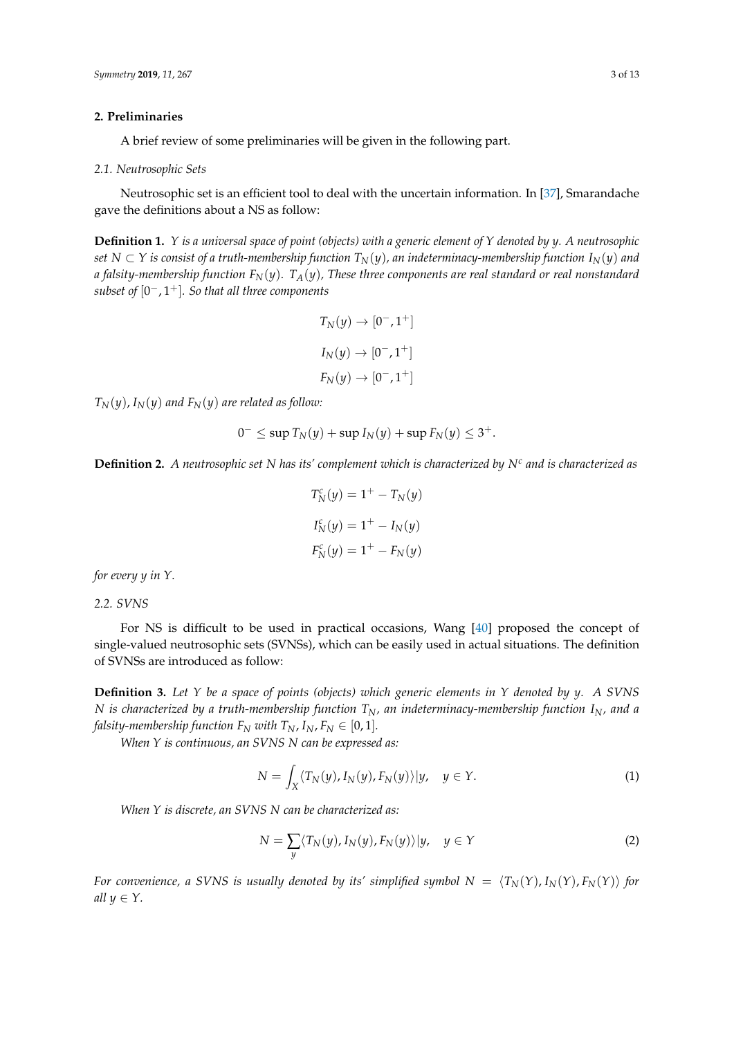## 2. Preliminaries

A brief review of some preliminaries will be given in the following part.

### 2.1. Neutrosophic Sets

Neutrosophic set is an efficient tool to deal with the uncertain information. In [37], Smarandache gave the definitions about a NS as follow:

**Definition 1.** *$Y$ is a universal space of point (objects) with a generic element of $Y$ denoted by $y$. A neutrosophic set $N \subset Y$ is consist of a truth-membership function $T_N(y)$, an indeterminacy-membership function $I_N(y)$ and a falsity-membership function $F_N(y)$. $T_A(y)$, These three components are real standard or real nonstandard subset of $[0^-, 1^+]$. So that all three components*

$$T_N(y) \to [0^-, 1^+]$$

$$I_N(y) \to [0^-, 1^+]$$

$$F_N(y) \to [0^-, 1^+]$$

*$T_N(y)$, $I_N(y)$ and $F_N(y)$ are related as follow:*

$$0^- \leq \sup T_N(y) + \sup I_N(y) + \sup F_N(y) \leq 3^+.$$

**Definition 2.** *A neutrosophic set $N$ has its' complement which is characterized by $N^c$ and is characterized as*

$$T_N^c(y) = 1^+ - T_N(y)$$

$$I_N^c(y) = 1^+ - I_N(y)$$

$$F_N^c(y) = 1^+ - F_N(y)$$

*for every $y$ in $Y$.*

### 2.2. SVNS

For NS is difficult to be used in practical occasions, Wang [40] proposed the concept of single-valued neutrosophic sets (SVNSs), which can be easily used in actual situations. The definition of SVNSs are introduced as follow:

**Definition 3.** *Let $Y$ be a space of points (objects) which generic elements in $Y$ denoted by $y$. A SVNS $N$ is characterized by a truth-membership function $T_N$, an indeterminacy-membership function $I_N$, and a falsity-membership function $F_N$ with $T_N, I_N, F_N \in [0, 1]$.*

*When $Y$ is continuous, an SVNS $N$ can be expressed as:*

$$N = \int_X \langle T_N(y), I_N(y), F_N(y) \rangle |y, \quad y \in Y. \tag{1}$$

*When $Y$ is discrete, an SVNS $N$ can be characterized as:*

$$N = \sum_y \langle T_N(y), I_N(y), F_N(y) \rangle |y, \quad y \in Y \tag{2}$$

*For convenience, a SVNS is usually denoted by its' simplified symbol $N = \langle T_N(Y), I_N(Y), F_N(Y) \rangle$ for all $y \in Y$.*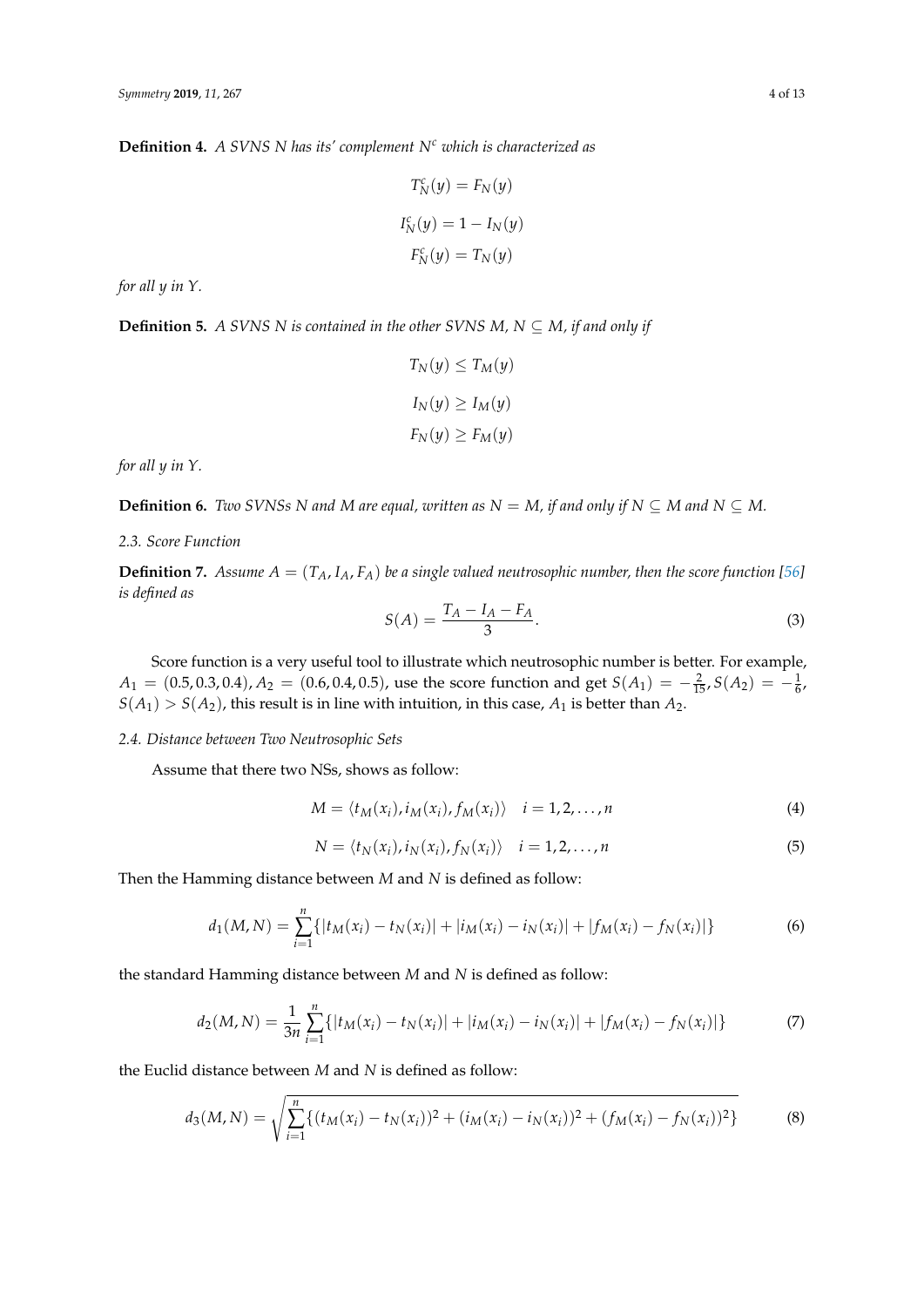**Definition 4.** *A SVNS N has its' complement $N^c$ which is characterized as*

$$T_N^c(y) = F_N(y)$$

$$I_N^c(y) = 1 - I_N(y)$$

$$F_N^c(y) = T_N(y)$$

*for all y in Y.*

**Definition 5.** *A SVNS N is contained in the other SVNS M, $N \subseteq M$, if and only if*

$$T_N(y) \leq T_M(y)$$

$$I_N(y) \geq I_M(y)$$

$$F_N(y) \geq F_M(y)$$

*for all y in Y.*

**Definition 6.** *Two SVNSs N and M are equal, written as $N = M$, if and only if $N \subseteq M$ and $N \subseteq M$.*

### 2.3. Score Function

**Definition 7.** *Assume $A = (T_A, I_A, F_A)$ be a single valued neutrosophic number, then the score function [56] is defined as*

$$S(A) = \frac{T_A - I_A - F_A}{3}. \tag{3}$$

Score function is a very useful tool to illustrate which neutrosophic number is better. For example, $A_1 = (0.5, 0.3, 0.4), A_2 = (0.6, 0.4, 0.5)$, use the score function and get $S(A_1) = -\frac{2}{15}, S(A_2) = -\frac{1}{6}$, $S(A_1) > S(A_2)$, this result is in line with intuition, in this case, $A_1$ is better than $A_2$.

### 2.4. Distance between Two Neutrosophic Sets

Assume that there two NSs, shows as follow:

$$M = \langle t_M(x_i), i_M(x_i), f_M(x_i) \rangle \quad i = 1, 2, \ldots, n \tag{4}$$

$$N = \langle t_N(x_i), i_N(x_i), f_N(x_i) \rangle \quad i = 1, 2, \ldots, n \tag{5}$$

Then the Hamming distance between $M$ and $N$ is defined as follow:

$$d_1(M, N) = \sum_{i=1}^{n} \{|t_M(x_i) - t_N(x_i)| + |i_M(x_i) - i_N(x_i)| + |f_M(x_i) - f_N(x_i)|\} \tag{6}$$

the standard Hamming distance between $M$ and $N$ is defined as follow:

$$d_2(M, N) = \frac{1}{3n} \sum_{i=1}^{n} \{|t_M(x_i) - t_N(x_i)| + |i_M(x_i) - i_N(x_i)| + |f_M(x_i) - f_N(x_i)|\} \tag{7}$$

the Euclid distance between $M$ and $N$ is defined as follow:

$$d_3(M, N) = \sqrt{\sum_{i=1}^{n} \{(t_M(x_i) - t_N(x_i))^2 + (i_M(x_i) - i_N(x_i))^2 + (f_M(x_i) - f_N(x_i))^2\}} \tag{8}$$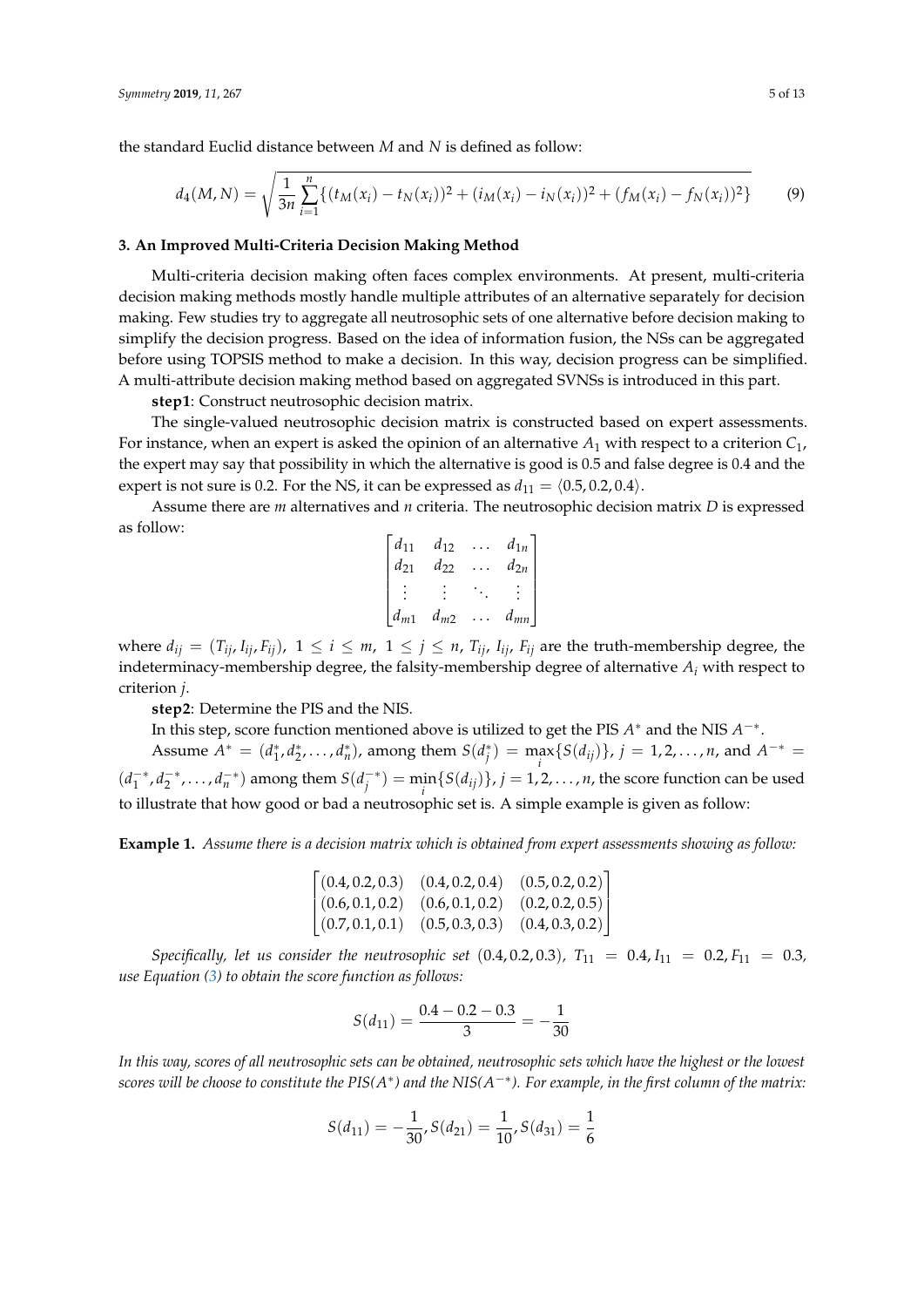the standard Euclid distance between $M$ and $N$ is defined as follow:

$$d_4(M,N) = \sqrt{\frac{1}{3n}\sum_{i=1}^{n}\{(t_M(x_i) - t_N(x_i))^2 + (i_M(x_i) - i_N(x_i))^2 + (f_M(x_i) - f_N(x_i))^2\}} \tag{9}$$

## 3. An Improved Multi-Criteria Decision Making Method

Multi-criteria decision making often faces complex environments. At present, multi-criteria decision making methods mostly handle multiple attributes of an alternative separately for decision making. Few studies try to aggregate all neutrosophic sets of one alternative before decision making to simplify the decision progress. Based on the idea of information fusion, the NSs can be aggregated before using TOPSIS method to make a decision. In this way, decision progress can be simplified. A multi-attribute decision making method based on aggregated SVNSs is introduced in this part.

**step1**: Construct neutrosophic decision matrix.

The single-valued neutrosophic decision matrix is constructed based on expert assessments. For instance, when an expert is asked the opinion of an alternative $A_1$ with respect to a criterion $C_1$, the expert may say that possibility in which the alternative is good is 0.5 and false degree is 0.4 and the expert is not sure is 0.2. For the NS, it can be expressed as $d_{11} = \langle 0.5, 0.2, 0.4 \rangle$.

Assume there are $m$ alternatives and $n$ criteria. The neutrosophic decision matrix $D$ is expressed as follow:

$$\begin{bmatrix} d_{11} & d_{12} & \dots & d_{1n} \\ d_{21} & d_{22} & \dots & d_{2n} \\ \vdots & \vdots & \ddots & \vdots \\ d_{m1} & d_{m2} & \dots & d_{mn} \end{bmatrix}$$

where $d_{ij} = (T_{ij}, I_{ij}, F_{ij}),\ 1 \le i \le m,\ 1 \le j \le n$, $T_{ij}$, $I_{ij}$, $F_{ij}$ are the truth-membership degree, the indeterminacy-membership degree, the falsity-membership degree of alternative $A_i$ with respect to criterion $j$.

**step2**: Determine the PIS and the NIS.

In this step, score function mentioned above is utilized to get the PIS $A^*$ and the NIS $A^{-*}$.

Assume $A^* = (d_1^*, d_2^*, \dots, d_n^*)$, among them $S(d_j^*) = \max_i\{S(d_{ij})\}$, $j = 1, 2, \dots, n$, and $A^{-*} = (d_1^{-*}, d_2^{-*}, \dots, d_n^{-*})$ among them $S(d_j^{-*}) = \min_i\{S(d_{ij})\}$, $j = 1, 2, \dots, n$, the score function can be used to illustrate that how good or bad a neutrosophic set is. A simple example is given as follow:

**Example 1.** *Assume there is a decision matrix which is obtained from expert assessments showing as follow:*

$$\begin{bmatrix} (0.4, 0.2, 0.3) & (0.4, 0.2, 0.4) & (0.5, 0.2, 0.2) \\ (0.6, 0.1, 0.2) & (0.6, 0.1, 0.2) & (0.2, 0.2, 0.5) \\ (0.7, 0.1, 0.1) & (0.5, 0.3, 0.3) & (0.4, 0.3, 0.2) \end{bmatrix}$$

*Specifically, let us consider the neutrosophic set* $(0.4, 0.2, 0.3)$*,* $T_{11} = 0.4, I_{11} = 0.2, F_{11} = 0.3$*, use Equation (3) to obtain the score function as follows:*

$$S(d_{11}) = \frac{0.4 - 0.2 - 0.3}{3} = -\frac{1}{30}$$

*In this way, scores of all neutrosophic sets can be obtained, neutrosophic sets which have the highest or the lowest scores will be choose to constitute the PIS($A^*$) and the NIS($A^{-*}$). For example, in the first column of the matrix:*

$$S(d_{11}) = -\frac{1}{30}, S(d_{21}) = \frac{1}{10}, S(d_{31}) = \frac{1}{6}$$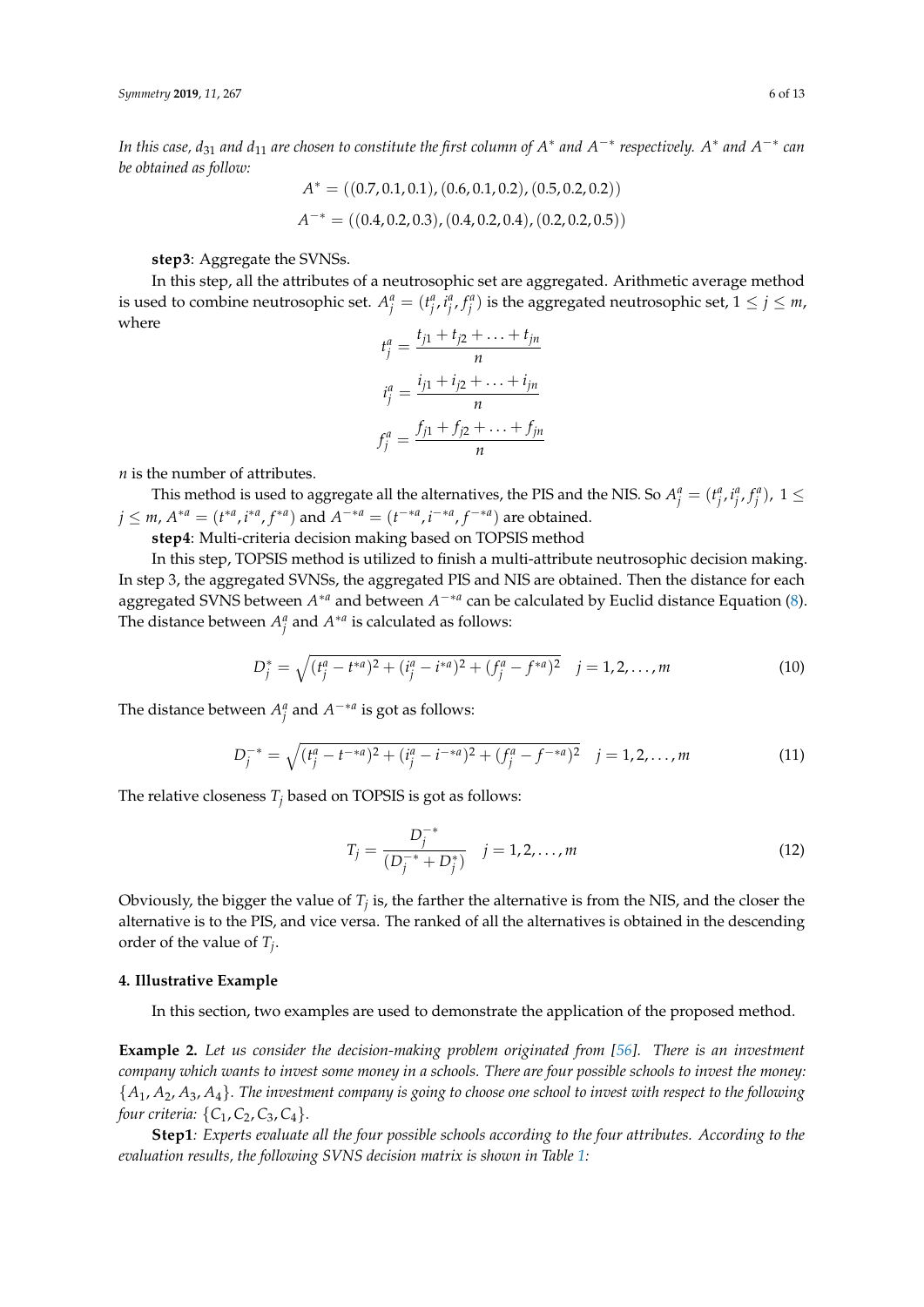*In this case, $d_{31}$ and $d_{11}$ are chosen to constitute the first column of $A^*$ and $A^{-*}$ respectively. $A^*$ and $A^{-*}$ can be obtained as follow:*

$$A^* = ((0.7, 0.1, 0.1), (0.6, 0.1, 0.2), (0.5, 0.2, 0.2))$$

$$A^{-*} = ((0.4, 0.2, 0.3), (0.4, 0.2, 0.4), (0.2, 0.2, 0.5))$$

**step3**: Aggregate the SVNSs.

In this step, all the attributes of a neutrosophic set are aggregated. Arithmetic average method is used to combine neutrosophic set. $A_j^a = (t_j^a, i_j^a, f_j^a)$ is the aggregated neutrosophic set, $1 \leq j \leq m$, where

$$t_j^a = \frac{t_{j1} + t_{j2} + \ldots + t_{jn}}{n}$$

$$i_j^a = \frac{i_{j1} + i_{j2} + \ldots + i_{jn}}{n}$$

$$f_j^a = \frac{f_{j1} + f_{j2} + \ldots + f_{jn}}{n}$$

$n$ is the number of attributes.

This method is used to aggregate all the alternatives, the PIS and the NIS. So $A_j^a = (t_j^a, i_j^a, f_j^a)$, $1 \leq j \leq m$, $A^{*a} = (t^{*a}, i^{*a}, f^{*a})$ and $A^{-*a} = (t^{-*a}, i^{-*a}, f^{-*a})$ are obtained.

**step4**: Multi-criteria decision making based on TOPSIS method

In this step, TOPSIS method is utilized to finish a multi-attribute neutrosophic decision making. In step 3, the aggregated SVNSs, the aggregated PIS and NIS are obtained. Then the distance for each aggregated SVNS between $A^{*a}$ and between $A^{-*a}$ can be calculated by Euclid distance Equation (8). The distance between $A_j^a$ and $A^{*a}$ is calculated as follows:

$$D_j^* = \sqrt{(t_j^a - t^{*a})^2 + (i_j^a - i^{*a})^2 + (f_j^a - f^{*a})^2} \quad j = 1, 2, \ldots, m \tag{10}$$

The distance between $A_j^a$ and $A^{-*a}$ is got as follows:

$$D_j^{-*} = \sqrt{(t_j^a - t^{-*a})^2 + (i_j^a - i^{-*a})^2 + (f_j^a - f^{-*a})^2} \quad j = 1, 2, \ldots, m \tag{11}$$

The relative closeness $T_j$ based on TOPSIS is got as follows:

$$T_j = \frac{D_j^{-*}}{(D_j^{-*} + D_j^*)} \quad j = 1, 2, \ldots, m \tag{12}$$

Obviously, the bigger the value of $T_j$ is, the farther the alternative is from the NIS, and the closer the alternative is to the PIS, and vice versa. The ranked of all the alternatives is obtained in the descending order of the value of $T_j$.

## 4. Illustrative Example

In this section, two examples are used to demonstrate the application of the proposed method.

**Example 2.** *Let us consider the decision-making problem originated from [56]. There is an investment company which wants to invest some money in a schools. There are four possible schools to invest the money: $\{A_1, A_2, A_3, A_4\}$. The investment company is going to choose one school to invest with respect to the following four criteria: $\{C_1, C_2, C_3, C_4\}$.*

**Step1***: Experts evaluate all the four possible schools according to the four attributes. According to the evaluation results, the following SVNS decision matrix is shown in Table 1:*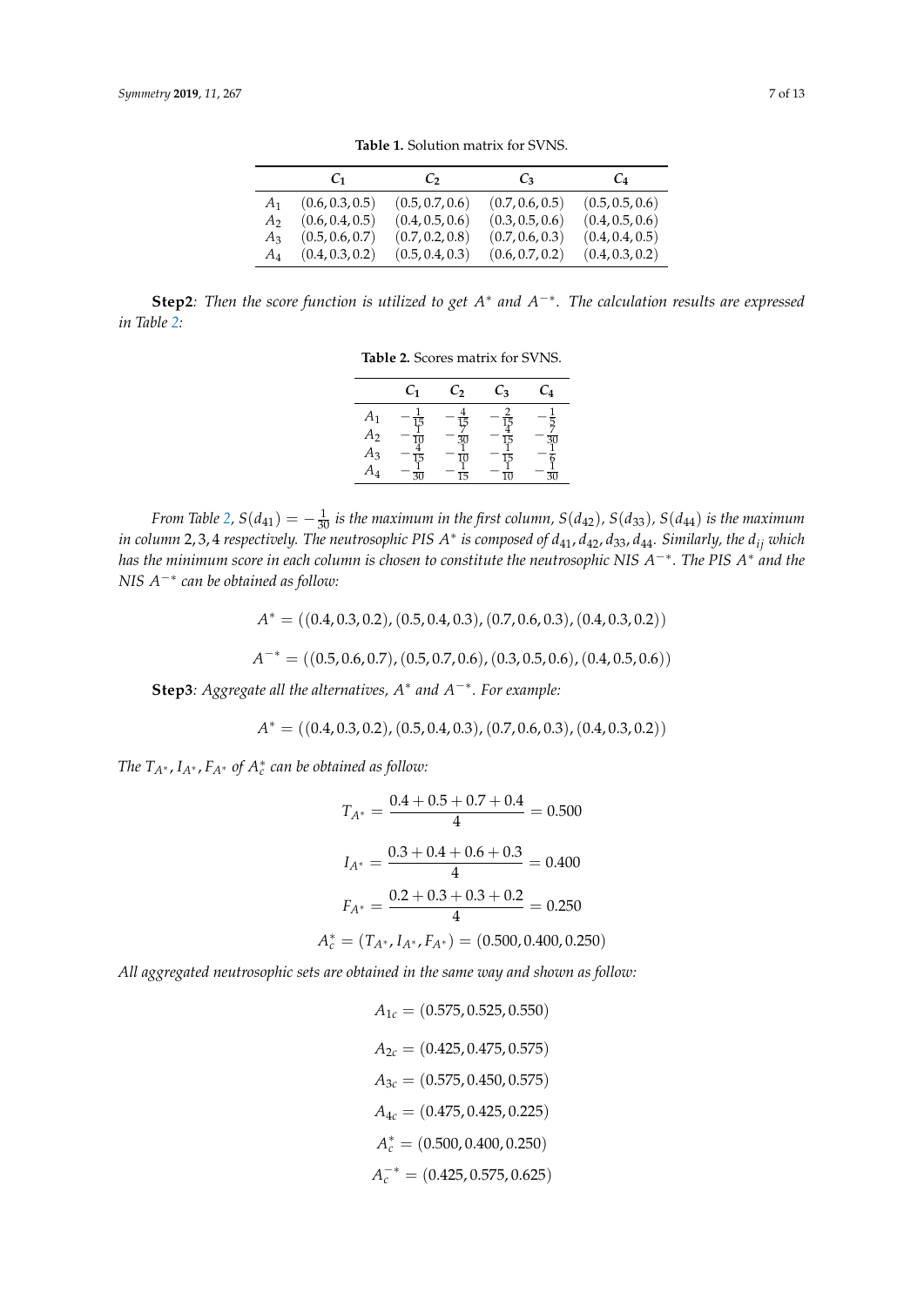**Table 1.** Solution matrix for SVNS.

| | $C_1$ | $C_2$ | $C_3$ | $C_4$ |
|---|---|---|---|---|
| $A_1$ | $(0.6, 0.3, 0.5)$ | $(0.5, 0.7, 0.6)$ | $(0.7, 0.6, 0.5)$ | $(0.5, 0.5, 0.6)$ |
| $A_2$ | $(0.6, 0.4, 0.5)$ | $(0.4, 0.5, 0.6)$ | $(0.3, 0.5, 0.6)$ | $(0.4, 0.5, 0.6)$ |
| $A_3$ | $(0.5, 0.6, 0.7)$ | $(0.7, 0.2, 0.8)$ | $(0.7, 0.6, 0.3)$ | $(0.4, 0.4, 0.5)$ |
| $A_4$ | $(0.4, 0.3, 0.2)$ | $(0.5, 0.4, 0.3)$ | $(0.6, 0.7, 0.2)$ | $(0.4, 0.3, 0.2)$ |

**Step2**: *Then the score function is utilized to get $A^*$ and $A^{-*}$. The calculation results are expressed in Table 2:*

**Table 2.** Scores matrix for SVNS.

| | $C_1$ | $C_2$ | $C_3$ | $C_4$ |
|---|---|---|---|---|
| $A_1$ | $-\frac{1}{15}$ | $-\frac{4}{15}$ | $-\frac{2}{15}$ | $-\frac{1}{5}$ |
| $A_2$ | $-\frac{1}{10}$ | $-\frac{7}{30}$ | $-\frac{4}{15}$ | $-\frac{7}{30}$ |
| $A_3$ | $-\frac{4}{15}$ | $-\frac{1}{10}$ | $-\frac{1}{15}$ | $-\frac{1}{6}$ |
| $A_4$ | $-\frac{1}{30}$ | $-\frac{1}{15}$ | $-\frac{1}{10}$ | $-\frac{1}{30}$ |

*From Table 2, $S(d_{41}) = -\frac{1}{30}$ is the maximum in the first column, $S(d_{42})$, $S(d_{33})$, $S(d_{44})$ is the maximum in column 2, 3, 4 respectively. The neutrosophic PIS $A^*$ is composed of $d_{41}, d_{42}, d_{33}, d_{44}$. Similarly, the $d_{ij}$ which has the minimum score in each column is chosen to constitute the neutrosophic NIS $A^{-*}$. The PIS $A^*$ and the NIS $A^{-*}$ can be obtained as follow:*

$$A^* = ((0.4, 0.3, 0.2), (0.5, 0.4, 0.3), (0.7, 0.6, 0.3), (0.4, 0.3, 0.2))$$

$$A^{-*} = ((0.5, 0.6, 0.7), (0.5, 0.7, 0.6), (0.3, 0.5, 0.6), (0.4, 0.5, 0.6))$$

**Step3**: *Aggregate all the alternatives, $A^*$ and $A^{-*}$. For example:*

$$A^* = ((0.4, 0.3, 0.2), (0.5, 0.4, 0.3), (0.7, 0.6, 0.3), (0.4, 0.3, 0.2))$$

*The $T_{A^*}, I_{A^*}, F_{A^*}$ of $A_c^*$ can be obtained as follow:*

$$T_{A^*} = \frac{0.4 + 0.5 + 0.7 + 0.4}{4} = 0.500$$

$$I_{A^*} = \frac{0.3 + 0.4 + 0.6 + 0.3}{4} = 0.400$$

$$F_{A^*} = \frac{0.2 + 0.3 + 0.3 + 0.2}{4} = 0.250$$

$$A_c^* = (T_{A^*}, I_{A^*}, F_{A^*}) = (0.500, 0.400, 0.250)$$

*All aggregated neutrosophic sets are obtained in the same way and shown as follow:*

$$A_{1c} = (0.575, 0.525, 0.550)$$

$$A_{2c} = (0.425, 0.475, 0.575)$$

$$A_{3c} = (0.575, 0.450, 0.575)$$

$$A_{4c} = (0.475, 0.425, 0.225)$$

$$A_c^* = (0.500, 0.400, 0.250)$$

$$A_c^{-*} = (0.425, 0.575, 0.625)$$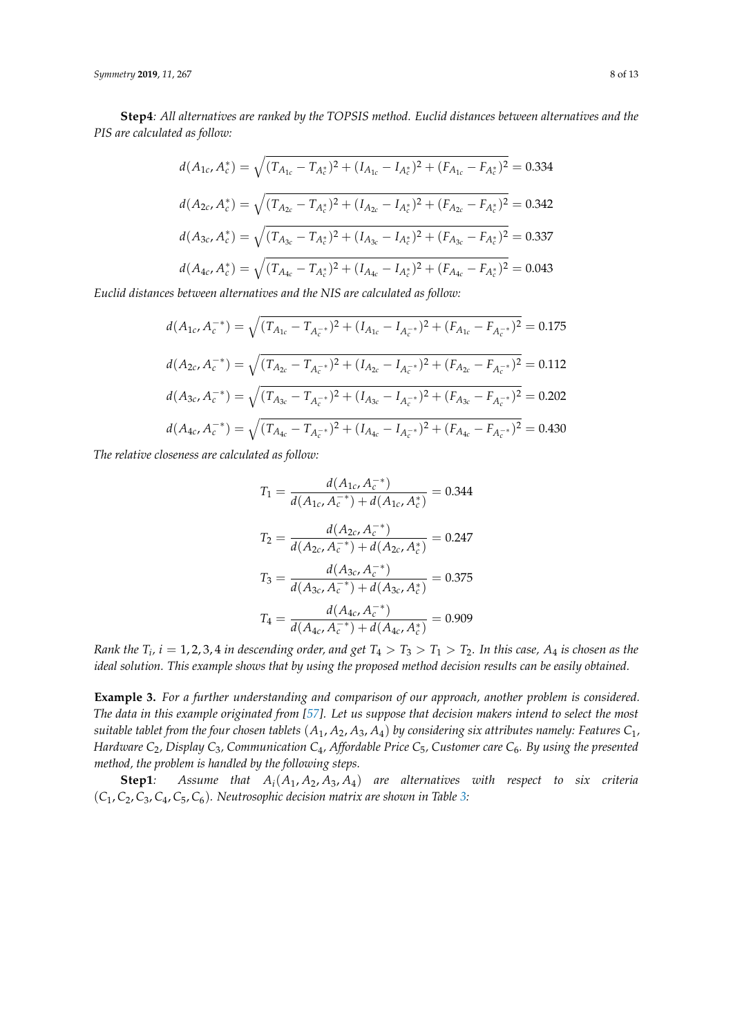**Step4**: *All alternatives are ranked by the TOPSIS method. Euclid distances between alternatives and the PIS are calculated as follow:*

$$d(A_{1c}, A_c^*) = \sqrt{(T_{A_{1c}} - T_{A_c^*})^2 + (I_{A_{1c}} - I_{A_c^*})^2 + (F_{A_{1c}} - F_{A_c^*})^2} = 0.334$$

$$d(A_{2c}, A_c^*) = \sqrt{(T_{A_{2c}} - T_{A_c^*})^2 + (I_{A_{2c}} - I_{A_c^*})^2 + (F_{A_{2c}} - F_{A_c^*})^2} = 0.342$$

$$d(A_{3c}, A_c^*) = \sqrt{(T_{A_{3c}} - T_{A_c^*})^2 + (I_{A_{3c}} - I_{A_c^*})^2 + (F_{A_{3c}} - F_{A_c^*})^2} = 0.337$$

$$d(A_{4c}, A_c^*) = \sqrt{(T_{A_{4c}} - T_{A_c^*})^2 + (I_{A_{4c}} - I_{A_c^*})^2 + (F_{A_{4c}} - F_{A_c^*})^2} = 0.043$$

*Euclid distances between alternatives and the NIS are calculated as follow:*

$$d(A_{1c}, A_c^{-*}) = \sqrt{(T_{A_{1c}} - T_{A_c^{-*}})^2 + (I_{A_{1c}} - I_{A_c^{-*}})^2 + (F_{A_{1c}} - F_{A_c^{-*}})^2} = 0.175$$

$$d(A_{2c}, A_c^{-*}) = \sqrt{(T_{A_{2c}} - T_{A_c^{-*}})^2 + (I_{A_{2c}} - I_{A_c^{-*}})^2 + (F_{A_{2c}} - F_{A_c^{-*}})^2} = 0.112$$

$$d(A_{3c}, A_c^{-*}) = \sqrt{(T_{A_{3c}} - T_{A_c^{-*}})^2 + (I_{A_{3c}} - I_{A_c^{-*}})^2 + (F_{A_{3c}} - F_{A_c^{-*}})^2} = 0.202$$

$$d(A_{4c}, A_c^{-*}) = \sqrt{(T_{A_{4c}} - T_{A_c^{-*}})^2 + (I_{A_{4c}} - I_{A_c^{-*}})^2 + (F_{A_{4c}} - F_{A_c^{-*}})^2} = 0.430$$

*The relative closeness are calculated as follow:*

$$T_1 = \frac{d(A_{1c}, A_c^{-*})}{d(A_{1c}, A_c^{-*}) + d(A_{1c}, A_c^*)} = 0.344$$

$$T_2 = \frac{d(A_{2c}, A_c^{-*})}{d(A_{2c}, A_c^{-*}) + d(A_{2c}, A_c^*)} = 0.247$$

$$T_3 = \frac{d(A_{3c}, A_c^{-*})}{d(A_{3c}, A_c^{-*}) + d(A_{3c}, A_c^*)} = 0.375$$

$$T_4 = \frac{d(A_{4c}, A_c^{-*})}{d(A_{4c}, A_c^{-*}) + d(A_{4c}, A_c^*)} = 0.909$$

*Rank the $T_i$, $i = 1, 2, 3, 4$ in descending order, and get $T_4 > T_3 > T_1 > T_2$. In this case, $A_4$ is chosen as the ideal solution. This example shows that by using the proposed method decision results can be easily obtained.*

**Example 3.** *For a further understanding and comparison of our approach, another problem is considered. The data in this example originated from [57]. Let us suppose that decision makers intend to select the most suitable tablet from the four chosen tablets $(A_1, A_2, A_3, A_4)$ by considering six attributes namely: Features $C_1$, Hardware $C_2$, Display $C_3$, Communication $C_4$, Affordable Price $C_5$, Customer care $C_6$. By using the presented method, the problem is handled by the following steps.*

**Step1**: *Assume that $A_i(A_1, A_2, A_3, A_4)$ are alternatives with respect to six criteria $(C_1, C_2, C_3, C_4, C_5, C_6)$. Neutrosophic decision matrix are shown in Table 3:*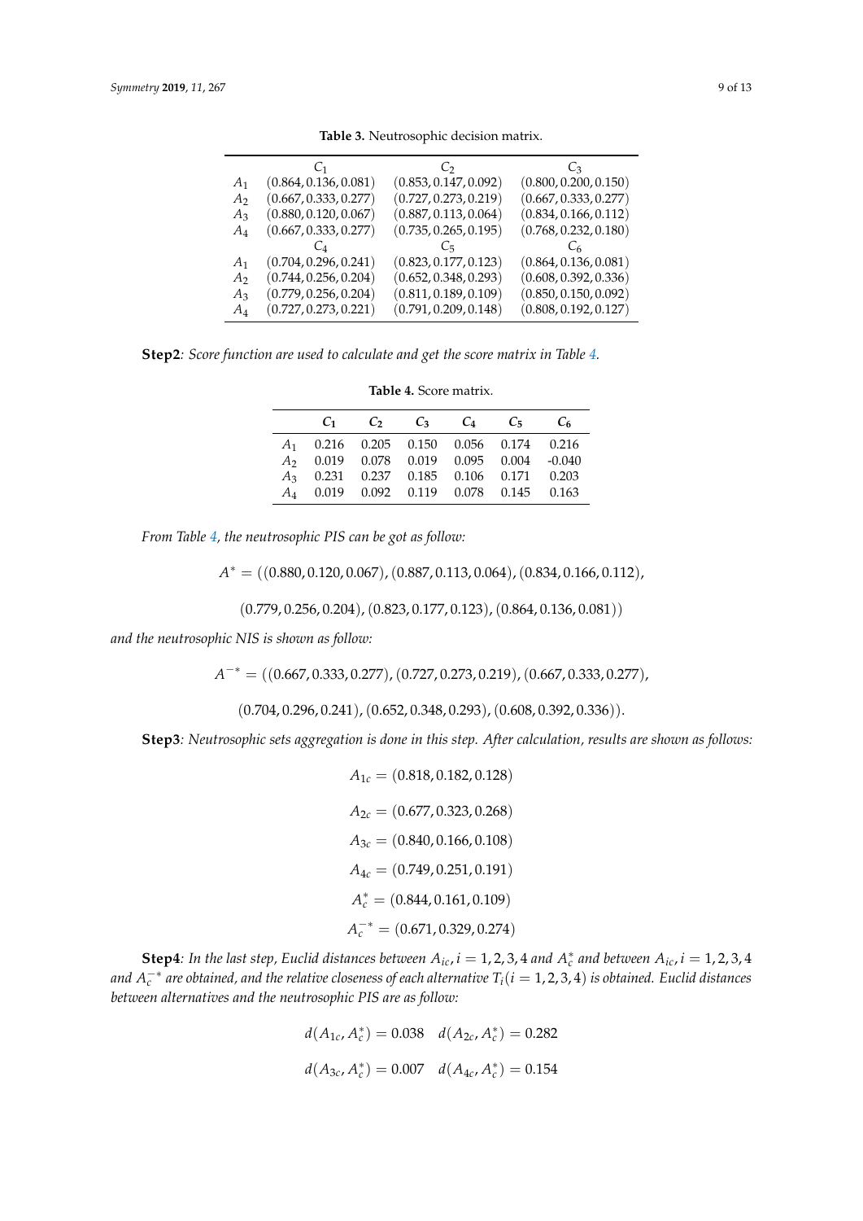**Table 3.** Neutrosophic decision matrix.

| | $C_1$ | $C_2$ | $C_3$ |
|---|---|---|---|
| $A_1$ | $(0.864, 0.136, 0.081)$ | $(0.853, 0.147, 0.092)$ | $(0.800, 0.200, 0.150)$ |
| $A_2$ | $(0.667, 0.333, 0.277)$ | $(0.727, 0.273, 0.219)$ | $(0.667, 0.333, 0.277)$ |
| $A_3$ | $(0.880, 0.120, 0.067)$ | $(0.887, 0.113, 0.064)$ | $(0.834, 0.166, 0.112)$ |
| $A_4$ | $(0.667, 0.333, 0.277)$ | $(0.735, 0.265, 0.195)$ | $(0.768, 0.232, 0.180)$ |
| | $C_4$ | $C_5$ | $C_6$ |
| $A_1$ | $(0.704, 0.296, 0.241)$ | $(0.823, 0.177, 0.123)$ | $(0.864, 0.136, 0.081)$ |
| $A_2$ | $(0.744, 0.256, 0.204)$ | $(0.652, 0.348, 0.293)$ | $(0.608, 0.392, 0.336)$ |
| $A_3$ | $(0.779, 0.256, 0.204)$ | $(0.811, 0.189, 0.109)$ | $(0.850, 0.150, 0.092)$ |
| $A_4$ | $(0.727, 0.273, 0.221)$ | $(0.791, 0.209, 0.148)$ | $(0.808, 0.192, 0.127)$ |

**Step2**: *Score function are used to calculate and get the score matrix in Table 4.*

**Table 4.** Score matrix.

| | $C_1$ | $C_2$ | $C_3$ | $C_4$ | $C_5$ | $C_6$ |
|---|---|---|---|---|---|---|
| $A_1$ | 0.216 | 0.205 | 0.150 | 0.056 | 0.174 | 0.216 |
| $A_2$ | 0.019 | 0.078 | 0.019 | 0.095 | 0.004 | -0.040 |
| $A_3$ | 0.231 | 0.237 | 0.185 | 0.106 | 0.171 | 0.203 |
| $A_4$ | 0.019 | 0.092 | 0.119 | 0.078 | 0.145 | 0.163 |

*From Table 4, the neutrosophic PIS can be got as follow:*

$$A^* = ((0.880, 0.120, 0.067), (0.887, 0.113, 0.064), (0.834, 0.166, 0.112),$$
$$(0.779, 0.256, 0.204), (0.823, 0.177, 0.123), (0.864, 0.136, 0.081))$$

*and the neutrosophic NIS is shown as follow:*

$$A^{-*} = ((0.667, 0.333, 0.277), (0.727, 0.273, 0.219), (0.667, 0.333, 0.277),$$
$$(0.704, 0.296, 0.241), (0.652, 0.348, 0.293), (0.608, 0.392, 0.336)).$$

**Step3**: *Neutrosophic sets aggregation is done in this step. After calculation, results are shown as follows:*

$$A_{1c} = (0.818, 0.182, 0.128)$$
$$A_{2c} = (0.677, 0.323, 0.268)$$
$$A_{3c} = (0.840, 0.166, 0.108)$$
$$A_{4c} = (0.749, 0.251, 0.191)$$
$$A_c^* = (0.844, 0.161, 0.109)$$
$$A_c^{-*} = (0.671, 0.329, 0.274)$$

**Step4**: *In the last step, Euclid distances between $A_{ic}, i = 1, 2, 3, 4$ and $A_c^*$ and between $A_{ic}, i = 1, 2, 3, 4$ and $A_c^{-*}$ are obtained, and the relative closeness of each alternative $T_i (i = 1, 2, 3, 4)$ is obtained. Euclid distances between alternatives and the neutrosophic PIS are as follow:*

$$d(A_{1c}, A_c^*) = 0.038 \quad d(A_{2c}, A_c^*) = 0.282$$
$$d(A_{3c}, A_c^*) = 0.007 \quad d(A_{4c}, A_c^*) = 0.154$$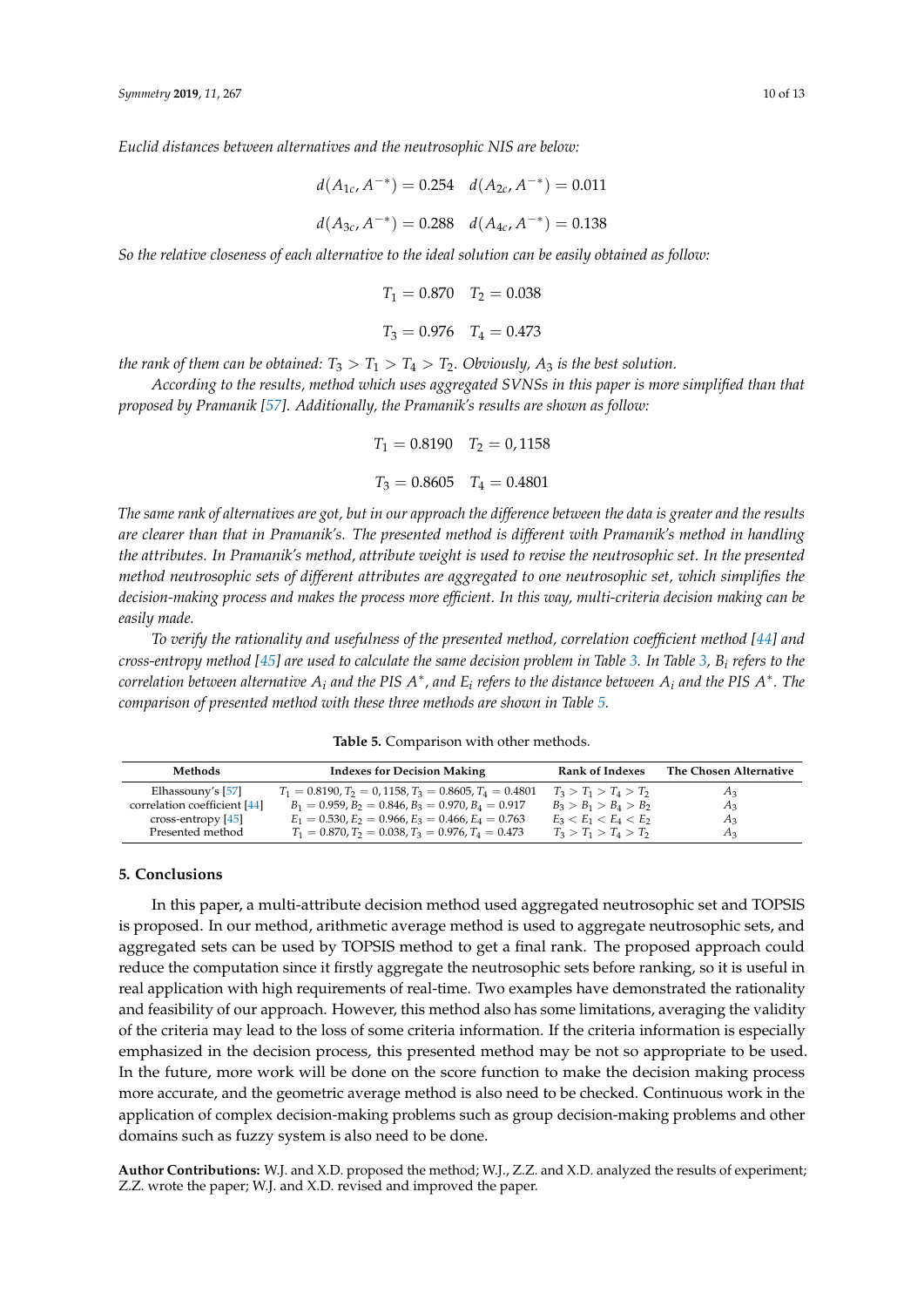*Euclid distances between alternatives and the neutrosophic NIS are below:*

$$d(A_{1c}, A^{-*}) = 0.254 \quad d(A_{2c}, A^{-*}) = 0.011$$

$$d(A_{3c}, A^{-*}) = 0.288 \quad d(A_{4c}, A^{-*}) = 0.138$$

*So the relative closeness of each alternative to the ideal solution can be easily obtained as follow:*

$$T_1 = 0.870 \quad T_2 = 0.038$$

$$T_3 = 0.976 \quad T_4 = 0.473$$

*the rank of them can be obtained: $T_3 > T_1 > T_4 > T_2$. Obviously, $A_3$ is the best solution.*

*According to the results, method which uses aggregated SVNSs in this paper is more simplified than that proposed by Pramanik [57]. Additionally, the Pramanik's results are shown as follow:*

$$T_1 = 0.8190 \quad T_2 = 0,1158$$

$$T_3 = 0.8605 \quad T_4 = 0.4801$$

*The same rank of alternatives are got, but in our approach the difference between the data is greater and the results are clearer than that in Pramanik's. The presented method is different with Pramanik's method in handling the attributes. In Pramanik's method, attribute weight is used to revise the neutrosophic set. In the presented method neutrosophic sets of different attributes are aggregated to one neutrosophic set, which simplifies the decision-making process and makes the process more efficient. In this way, multi-criteria decision making can be easily made.*

*To verify the rationality and usefulness of the presented method, correlation coefficient method [44] and cross-entropy method [45] are used to calculate the same decision problem in Table 3. In Table 3, $B_i$ refers to the correlation between alternative $A_i$ and the PIS $A^*$, and $E_i$ refers to the distance between $A_i$ and the PIS $A^*$. The comparison of presented method with these three methods are shown in Table 5.*

**Table 5.** Comparison with other methods.

| Methods | Indexes for Decision Making | Rank of Indexes | The Chosen Alternative |
|---|---|---|---|
| Elhassouny's [57] | $T_1 = 0.8190, T_2 = 0,1158, T_3 = 0.8605, T_4 = 0.4801$ | $T_3 > T_1 > T_4 > T_2$ | $A_3$ |
| correlation coefficient [44] | $B_1 = 0.959, B_2 = 0.846, B_3 = 0.970, B_4 = 0.917$ | $B_3 > B_1 > B_4 > B_2$ | $A_3$ |
| cross-entropy [45] | $E_1 = 0.530, E_2 = 0.966, E_3 = 0.466, E_4 = 0.763$ | $E_3 < E_1 < E_4 < E_2$ | $A_3$ |
| Presented method | $T_1 = 0.870, T_2 = 0.038, T_3 = 0.976, T_4 = 0.473$ | $T_3 > T_1 > T_4 > T_2$ | $A_3$ |

## 5. Conclusions

In this paper, a multi-attribute decision method used aggregated neutrosophic set and TOPSIS is proposed. In our method, arithmetic average method is used to aggregate neutrosophic sets, and aggregated sets can be used by TOPSIS method to get a final rank. The proposed approach could reduce the computation since it firstly aggregate the neutrosophic sets before ranking, so it is useful in real application with high requirements of real-time. Two examples have demonstrated the rationality and feasibility of our approach. However, this method also has some limitations, averaging the validity of the criteria may lead to the loss of some criteria information. If the criteria information is especially emphasized in the decision process, this presented method may be not so appropriate to be used. In the future, more work will be done on the score function to make the decision making process more accurate, and the geometric average method is also need to be checked. Continuous work in the application of complex decision-making problems such as group decision-making problems and other domains such as fuzzy system is also need to be done.

**Author Contributions:** W.J. and X.D. proposed the method; W.J., Z.Z. and X.D. analyzed the results of experiment; Z.Z. wrote the paper; W.J. and X.D. revised and improved the paper.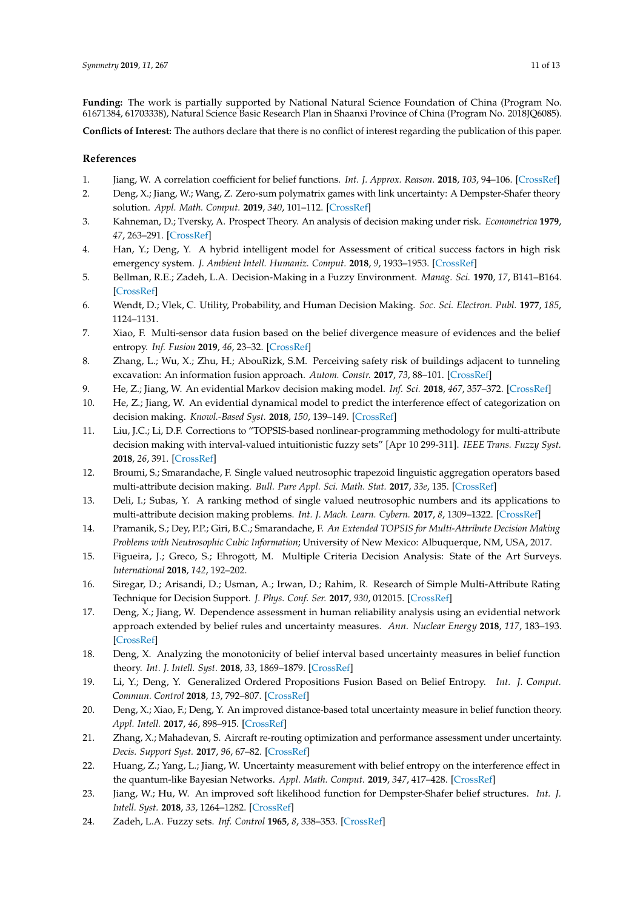**Funding:** The work is partially supported by National Natural Science Foundation of China (Program No. 61671384, 61703338), Natural Science Basic Research Plan in Shaanxi Province of China (Program No. 2018JQ6085).

**Conflicts of Interest:** The authors declare that there is no conflict of interest regarding the publication of this paper.

## References

1. Jiang, W. A correlation coefficient for belief functions. *Int. J. Approx. Reason.* **2018**, *103*, 94–106. [CrossRef]
2. Deng, X.; Jiang, W.; Wang, Z. Zero-sum polymatrix games with link uncertainty: A Dempster-Shafer theory solution. *Appl. Math. Comput.* **2019**, *340*, 101–112. [CrossRef]
3. Kahneman, D.; Tversky, A. Prospect Theory. An analysis of decision making under risk. *Econometrica* **1979**, *47*, 263–291. [CrossRef]
4. Han, Y.; Deng, Y. A hybrid intelligent model for Assessment of critical success factors in high risk emergency system. *J. Ambient Intell. Humaniz. Comput.* **2018**, *9*, 1933–1953. [CrossRef]
5. Bellman, R.E.; Zadeh, L.A. Decision-Making in a Fuzzy Environment. *Manag. Sci.* **1970**, *17*, B141–B164. [CrossRef]
6. Wendt, D.; Vlek, C. Utility, Probability, and Human Decision Making. *Soc. Sci. Electron. Publ.* **1977**, *185*, 1124–1131.
7. Xiao, F. Multi-sensor data fusion based on the belief divergence measure of evidences and the belief entropy. *Inf. Fusion* **2019**, *46*, 23–32. [CrossRef]
8. Zhang, L.; Wu, X.; Zhu, H.; AbouRizk, S.M. Perceiving safety risk of buildings adjacent to tunneling excavation: An information fusion approach. *Autom. Constr.* **2017**, *73*, 88–101. [CrossRef]
9. He, Z.; Jiang, W. An evidential Markov decision making model. *Inf. Sci.* **2018**, *467*, 357–372. [CrossRef]
10. He, Z.; Jiang, W. An evidential dynamical model to predict the interference effect of categorization on decision making. *Knowl.-Based Syst.* **2018**, *150*, 139–149. [CrossRef]
11. Liu, J.C.; Li, D.F. Corrections to "TOPSIS-based nonlinear-programming methodology for multi-attribute decision making with interval-valued intuitionistic fuzzy sets" [Apr 10 299-311]. *IEEE Trans. Fuzzy Syst.* **2018**, *26*, 391. [CrossRef]
12. Broumi, S.; Smarandache, F. Single valued neutrosophic trapezoid linguistic aggregation operators based multi-attribute decision making. *Bull. Pure Appl. Sci. Math. Stat.* **2017**, *33e*, 135. [CrossRef]
13. Deli, I.; Subas, Y. A ranking method of single valued neutrosophic numbers and its applications to multi-attribute decision making problems. *Int. J. Mach. Learn. Cybern.* **2017**, *8*, 1309–1322. [CrossRef]
14. Pramanik, S.; Dey, P.P.; Giri, B.C.; Smarandache, F. *An Extended TOPSIS for Multi-Attribute Decision Making Problems with Neutrosophic Cubic Information*; University of New Mexico: Albuquerque, NM, USA, 2017.
15. Figueira, J.; Greco, S.; Ehrogott, M. Multiple Criteria Decision Analysis: State of the Art Surveys. *International* **2018**, *142*, 192–202.
16. Siregar, D.; Arisandi, D.; Usman, A.; Irwan, D.; Rahim, R. Research of Simple Multi-Attribute Rating Technique for Decision Support. *J. Phys. Conf. Ser.* **2017**, *930*, 012015. [CrossRef]
17. Deng, X.; Jiang, W. Dependence assessment in human reliability analysis using an evidential network approach extended by belief rules and uncertainty measures. *Ann. Nuclear Energy* **2018**, *117*, 183–193. [CrossRef]
18. Deng, X. Analyzing the monotonicity of belief interval based uncertainty measures in belief function theory. *Int. J. Intell. Syst.* **2018**, *33*, 1869–1879. [CrossRef]
19. Li, Y.; Deng, Y. Generalized Ordered Propositions Fusion Based on Belief Entropy. *Int. J. Comput. Commun. Control* **2018**, *13*, 792–807. [CrossRef]
20. Deng, X.; Xiao, F.; Deng, Y. An improved distance-based total uncertainty measure in belief function theory. *Appl. Intell.* **2017**, *46*, 898–915. [CrossRef]
21. Zhang, X.; Mahadevan, S. Aircraft re-routing optimization and performance assessment under uncertainty. *Decis. Support Syst.* **2017**, *96*, 67–82. [CrossRef]
22. Huang, Z.; Yang, L.; Jiang, W. Uncertainty measurement with belief entropy on the interference effect in the quantum-like Bayesian Networks. *Appl. Math. Comput.* **2019**, *347*, 417–428. [CrossRef]
23. Jiang, W.; Hu, W. An improved soft likelihood function for Dempster-Shafer belief structures. *Int. J. Intell. Syst.* **2018**, *33*, 1264–1282. [CrossRef]
24. Zadeh, L.A. Fuzzy sets. *Inf. Control* **1965**, *8*, 338–353. [CrossRef]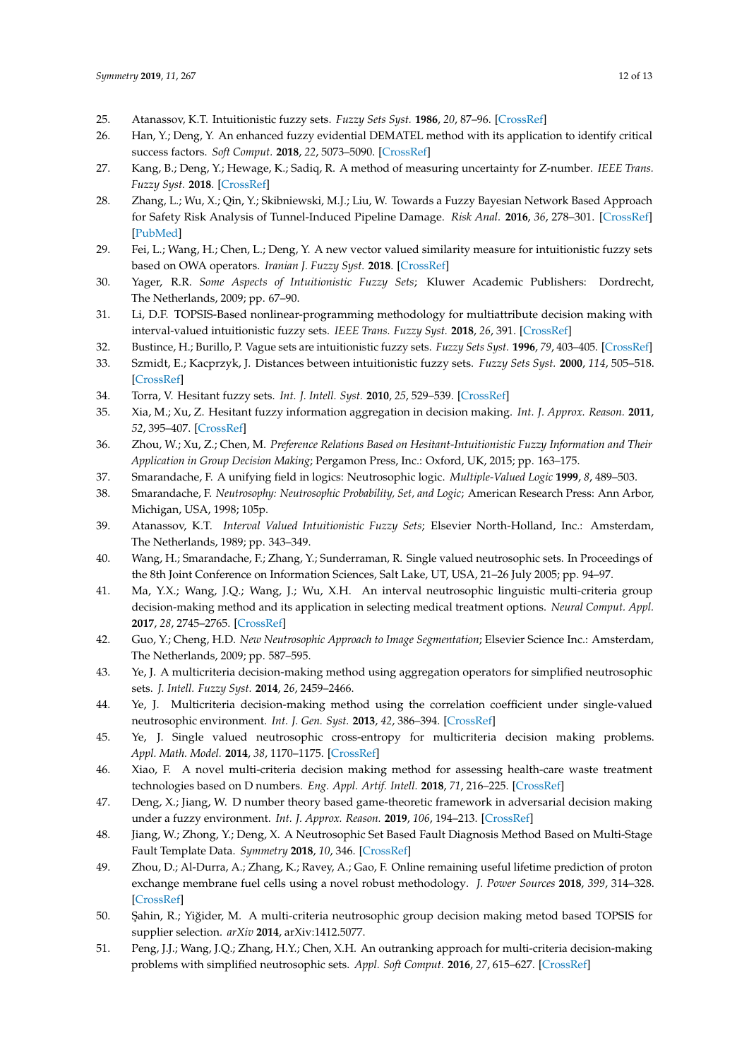25. Atanassov, K.T. Intuitionistic fuzzy sets. *Fuzzy Sets Syst.* **1986**, *20*, 87–96. [CrossRef]
26. Han, Y.; Deng, Y. An enhanced fuzzy evidential DEMATEL method with its application to identify critical success factors. *Soft Comput.* **2018**, *22*, 5073–5090. [CrossRef]
27. Kang, B.; Deng, Y.; Hewage, K.; Sadiq, R. A method of measuring uncertainty for Z-number. *IEEE Trans. Fuzzy Syst.* **2018**. [CrossRef]
28. Zhang, L.; Wu, X.; Qin, Y.; Skibniewski, M.J.; Liu, W. Towards a Fuzzy Bayesian Network Based Approach for Safety Risk Analysis of Tunnel-Induced Pipeline Damage. *Risk Anal.* **2016**, *36*, 278–301. [CrossRef] [PubMed]
29. Fei, L.; Wang, H.; Chen, L.; Deng, Y. A new vector valued similarity measure for intuitionistic fuzzy sets based on OWA operators. *Iranian J. Fuzzy Syst.* **2018**. [CrossRef]
30. Yager, R.R. *Some Aspects of Intuitionistic Fuzzy Sets*; Kluwer Academic Publishers: Dordrecht, The Netherlands, 2009; pp. 67–90.
31. Li, D.F. TOPSIS-Based nonlinear-programming methodology for multiattribute decision making with interval-valued intuitionistic fuzzy sets. *IEEE Trans. Fuzzy Syst.* **2018**, *26*, 391. [CrossRef]
32. Bustince, H.; Burillo, P. Vague sets are intuitionistic fuzzy sets. *Fuzzy Sets Syst.* **1996**, *79*, 403–405. [CrossRef]
33. Szmidt, E.; Kacprzyk, J. Distances between intuitionistic fuzzy sets. *Fuzzy Sets Syst.* **2000**, *114*, 505–518. [CrossRef]
34. Torra, V. Hesitant fuzzy sets. *Int. J. Intell. Syst.* **2010**, *25*, 529–539. [CrossRef]
35. Xia, M.; Xu, Z. Hesitant fuzzy information aggregation in decision making. *Int. J. Approx. Reason.* **2011**, *52*, 395–407. [CrossRef]
36. Zhou, W.; Xu, Z.; Chen, M. *Preference Relations Based on Hesitant-Intuitionistic Fuzzy Information and Their Application in Group Decision Making*; Pergamon Press, Inc.: Oxford, UK, 2015; pp. 163–175.
37. Smarandache, F. A unifying field in logics: Neutrosophic logic. *Multiple-Valued Logic* **1999**, *8*, 489–503.
38. Smarandache, F. *Neutrosophy: Neutrosophic Probability, Set, and Logic*; American Research Press: Ann Arbor, Michigan, USA, 1998; 105p.
39. Atanassov, K.T. *Interval Valued Intuitionistic Fuzzy Sets*; Elsevier North-Holland, Inc.: Amsterdam, The Netherlands, 1989; pp. 343–349.
40. Wang, H.; Smarandache, F.; Zhang, Y.; Sunderraman, R. Single valued neutrosophic sets. In Proceedings of the 8th Joint Conference on Information Sciences, Salt Lake, UT, USA, 21–26 July 2005; pp. 94–97.
41. Ma, Y.X.; Wang, J.Q.; Wang, J.; Wu, X.H. An interval neutrosophic linguistic multi-criteria group decision-making method and its application in selecting medical treatment options. *Neural Comput. Appl.* **2017**, *28*, 2745–2765. [CrossRef]
42. Guo, Y.; Cheng, H.D. *New Neutrosophic Approach to Image Segmentation*; Elsevier Science Inc.: Amsterdam, The Netherlands, 2009; pp. 587–595.
43. Ye, J. A multicriteria decision-making method using aggregation operators for simplified neutrosophic sets. *J. Intell. Fuzzy Syst.* **2014**, *26*, 2459–2466.
44. Ye, J. Multicriteria decision-making method using the correlation coefficient under single-valued neutrosophic environment. *Int. J. Gen. Syst.* **2013**, *42*, 386–394. [CrossRef]
45. Ye, J. Single valued neutrosophic cross-entropy for multicriteria decision making problems. *Appl. Math. Model.* **2014**, *38*, 1170–1175. [CrossRef]
46. Xiao, F. A novel multi-criteria decision making method for assessing health-care waste treatment technologies based on D numbers. *Eng. Appl. Artif. Intell.* **2018**, *71*, 216–225. [CrossRef]
47. Deng, X.; Jiang, W. D number theory based game-theoretic framework in adversarial decision making under a fuzzy environment. *Int. J. Approx. Reason.* **2019**, *106*, 194–213. [CrossRef]
48. Jiang, W.; Zhong, Y.; Deng, X. A Neutrosophic Set Based Fault Diagnosis Method Based on Multi-Stage Fault Template Data. *Symmetry* **2018**, *10*, 346. [CrossRef]
49. Zhou, D.; Al-Durra, A.; Zhang, K.; Ravey, A.; Gao, F. Online remaining useful lifetime prediction of proton exchange membrane fuel cells using a novel robust methodology. *J. Power Sources* **2018**, *399*, 314–328. [CrossRef]
50. Şahin, R.; Yiğider, M. A multi-criteria neutrosophic group decision making metod based TOPSIS for supplier selection. *arXiv* **2014**, arXiv:1412.5077.
51. Peng, J.J.; Wang, J.Q.; Zhang, H.Y.; Chen, X.H. An outranking approach for multi-criteria decision-making problems with simplified neutrosophic sets. *Appl. Soft Comput.* **2016**, *27*, 615–627. [CrossRef]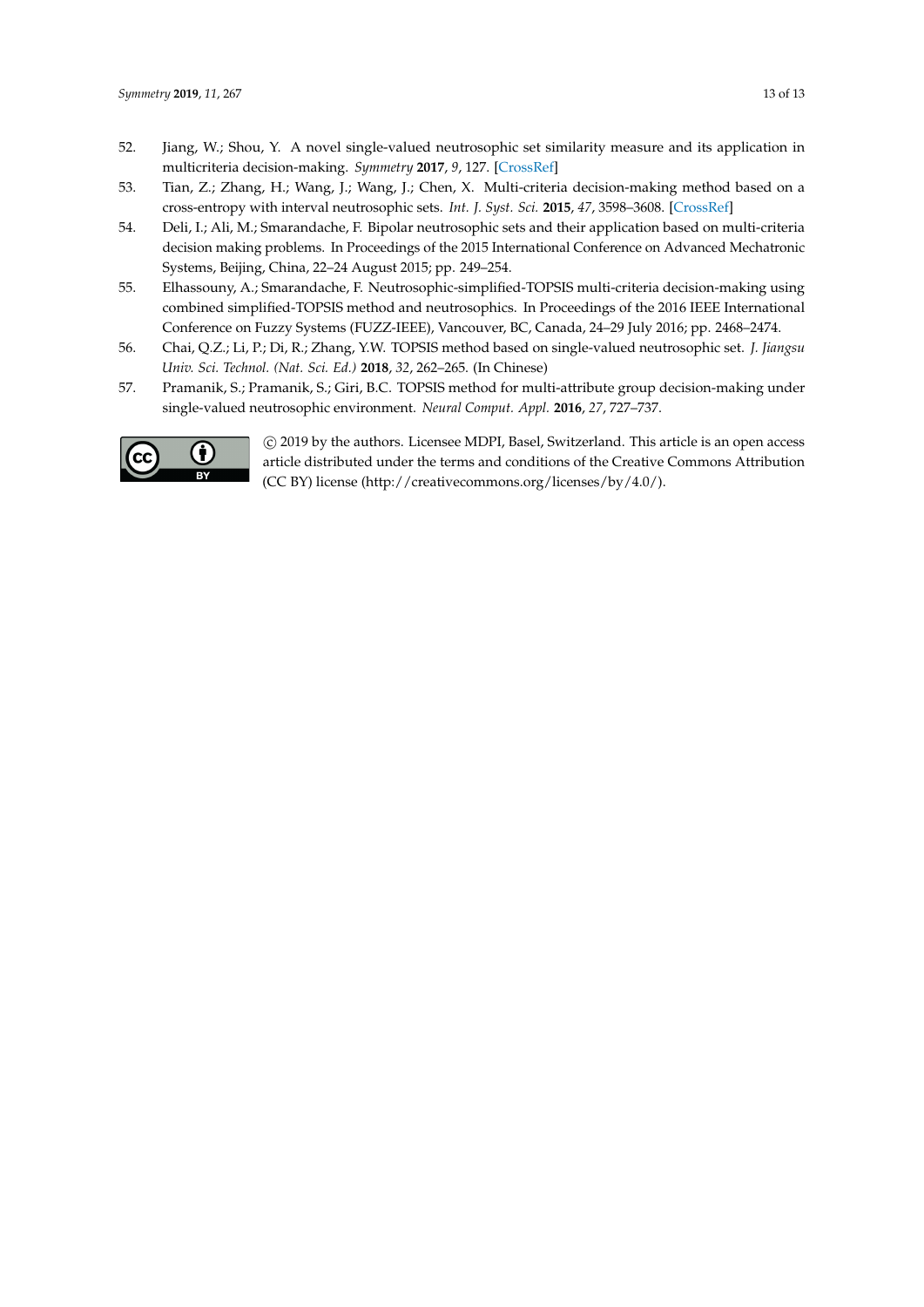52. Jiang, W.; Shou, Y. A novel single-valued neutrosophic set similarity measure and its application in multicriteria decision-making. *Symmetry* **2017**, *9*, 127. [CrossRef]
53. Tian, Z.; Zhang, H.; Wang, J.; Wang, J.; Chen, X. Multi-criteria decision-making method based on a cross-entropy with interval neutrosophic sets. *Int. J. Syst. Sci.* **2015**, *47*, 3598–3608. [CrossRef]
54. Deli, I.; Ali, M.; Smarandache, F. Bipolar neutrosophic sets and their application based on multi-criteria decision making problems. In Proceedings of the 2015 International Conference on Advanced Mechatronic Systems, Beijing, China, 22–24 August 2015; pp. 249–254.
55. Elhassouny, A.; Smarandache, F. Neutrosophic-simplified-TOPSIS multi-criteria decision-making using combined simplified-TOPSIS method and neutrosophics. In Proceedings of the 2016 IEEE International Conference on Fuzzy Systems (FUZZ-IEEE), Vancouver, BC, Canada, 24–29 July 2016; pp. 2468–2474.
56. Chai, Q.Z.; Li, P.; Di, R.; Zhang, Y.W. TOPSIS method based on single-valued neutrosophic set. *J. Jiangsu Univ. Sci. Technol. (Nat. Sci. Ed.)* **2018**, *32*, 262–265. (In Chinese)
57. Pramanik, S.; Pramanik, S.; Giri, B.C. TOPSIS method for multi-attribute group decision-making under single-valued neutrosophic environment. *Neural Comput. Appl.* **2016**, *27*, 727–737.

© 2019 by the authors. Licensee MDPI, Basel, Switzerland. This article is an open access article distributed under the terms and conditions of the Creative Commons Attribution (CC BY) license (http://creativecommons.org/licenses/by/4.0/).